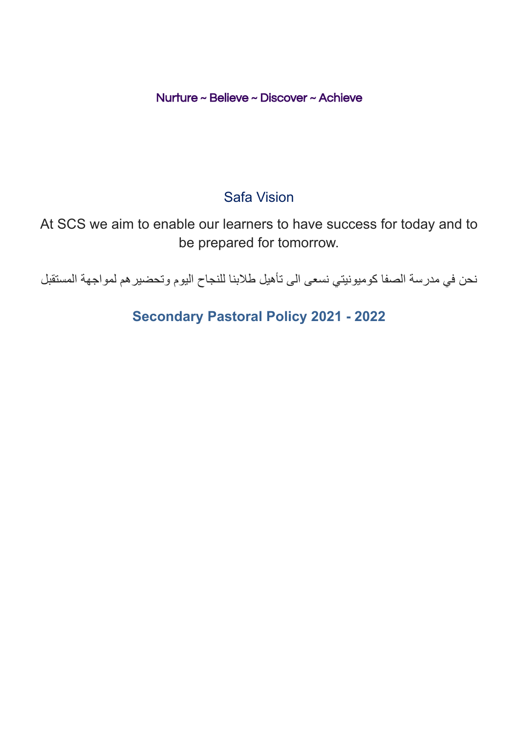Nurture ~ Believe ~ Discover ~ Achieve

## Safa Vision

At SCS we aim to enable our learners to have success for today and to be prepared for tomorrow.

نحن في مدرسة الصفا كوميونيتي نسعى الى تأهيل طلابنا للنجاح اليوم وتحضيرهم لمواجهة المستقبل

# Secondary Pastoral Policy 2021 - 2022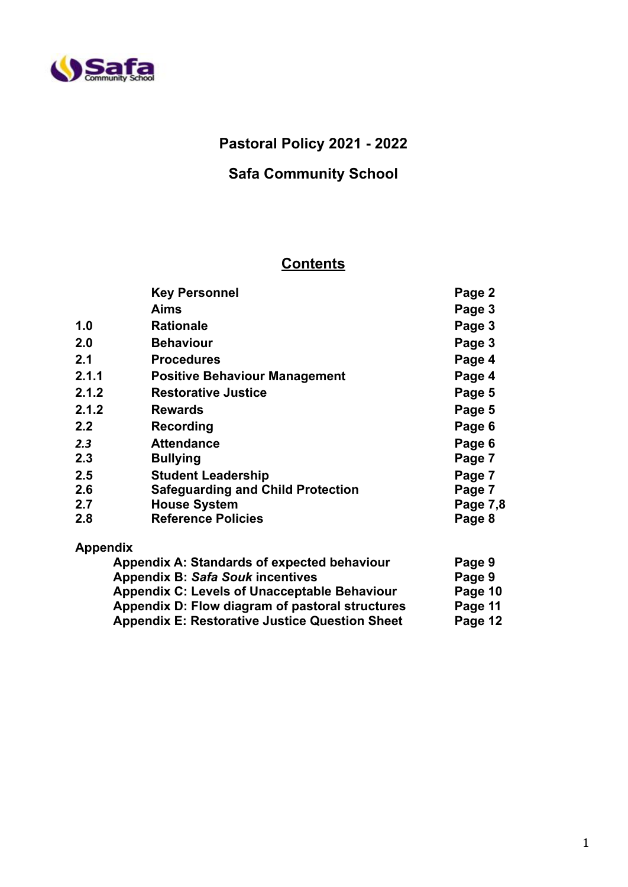# Pastoral Policy 2021 - 2022

## Safa Community School

## Contents

| | | |
|---|---|---|
| | **Key Personnel** | **Page 2** |
| | **Aims** | **Page 3** |
| **1.0** | **Rationale** | **Page 3** |
| **2.0** | **Behaviour** | **Page 3** |
| **2.1** | **Procedures** | **Page 4** |
| **2.1.1** | **Positive Behaviour Management** | **Page 4** |
| **2.1.2** | **Restorative Justice** | **Page 5** |
| **2.1.2** | **Rewards** | **Page 5** |
| **2.2** | **Recording** | **Page 6** |
| ***2.3*** | **Attendance** | **Page 6** |
| **2.3** | **Bullying** | **Page 7** |
| **2.5** | **Student Leadership** | **Page 7** |
| **2.6** | **Safeguarding and Child Protection** | **Page 7** |
| **2.7** | **House System** | **Page 7,8** |
| **2.8** | **Reference Policies** | **Page 8** |

**Appendix**

| | |
|---|---|
| **Appendix A: Standards of expected behaviour** | **Page 9** |
| **Appendix B: *Safa Souk* incentives** | **Page 9** |
| **Appendix C: Levels of Unacceptable Behaviour** | **Page 10** |
| **Appendix D: Flow diagram of pastoral structures** | **Page 11** |
| **Appendix E: Restorative Justice Question Sheet** | **Page 12** |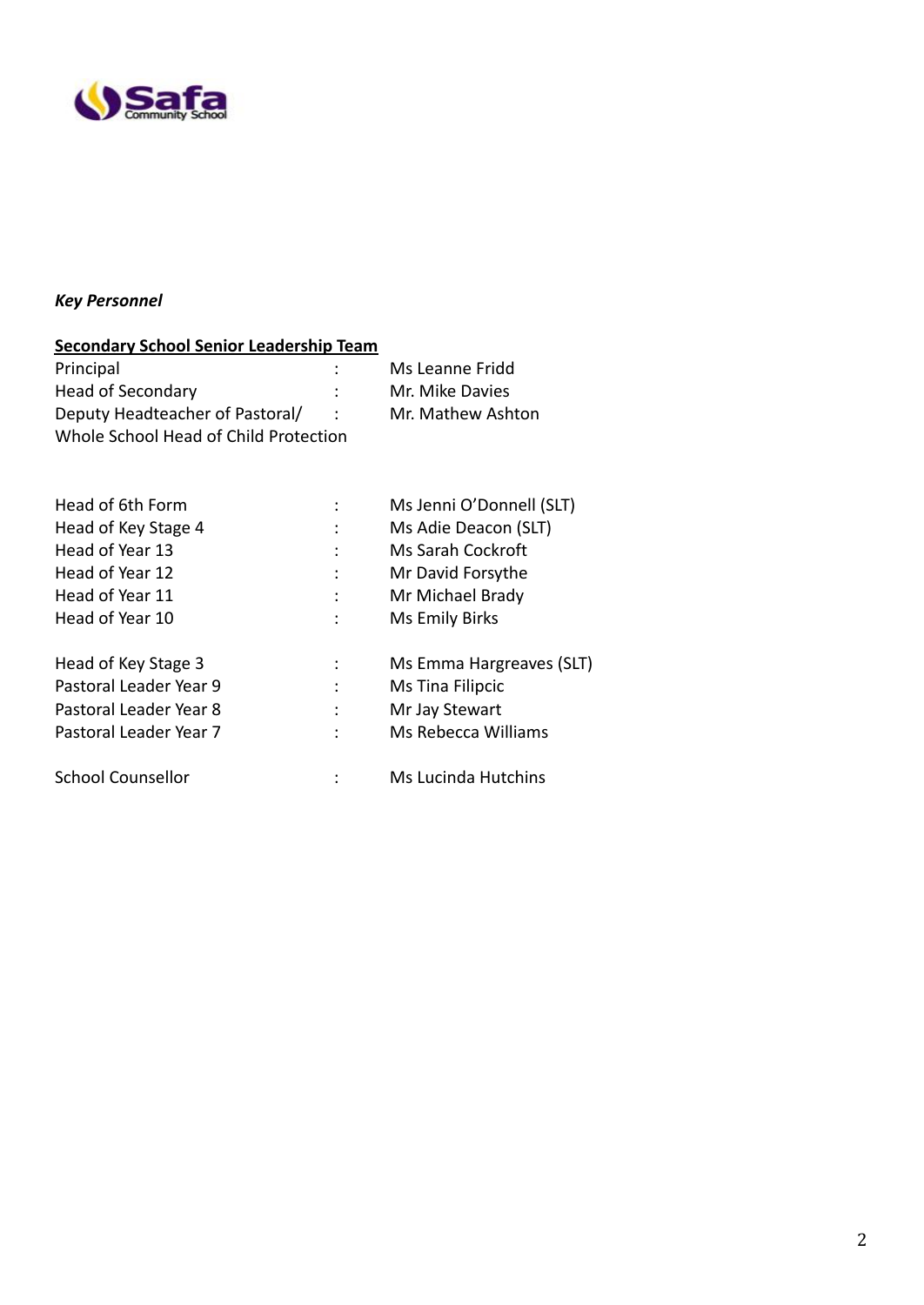*Key Personnel*

**Secondary School Senior Leadership Team**

| | | |
|---|---|---|
| Principal | : | Ms Leanne Fridd |
| Head of Secondary | : | Mr. Mike Davies |
| Deputy Headteacher of Pastoral/ Whole School Head of Child Protection | : | Mr. Mathew Ashton |
| | | |
| Head of 6th Form | : | Ms Jenni O'Donnell (SLT) |
| Head of Key Stage 4 | : | Ms Adie Deacon (SLT) |
| Head of Year 13 | : | Ms Sarah Cockroft |
| Head of Year 12 | : | Mr David Forsythe |
| Head of Year 11 | : | Mr Michael Brady |
| Head of Year 10 | : | Ms Emily Birks |
| | | |
| Head of Key Stage 3 | : | Ms Emma Hargreaves (SLT) |
| Pastoral Leader Year 9 | : | Ms Tina Filipcic |
| Pastoral Leader Year 8 | : | Mr Jay Stewart |
| Pastoral Leader Year 7 | : | Ms Rebecca Williams |
| | | |
| School Counsellor | : | Ms Lucinda Hutchins |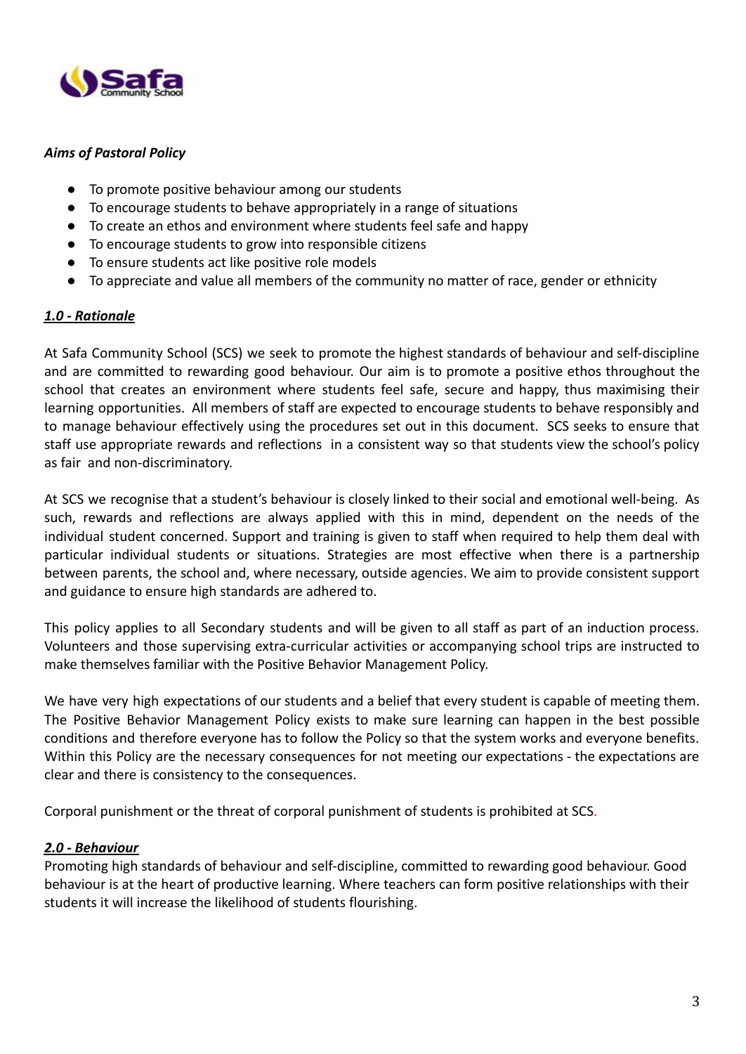***Aims of Pastoral Policy***

- To promote positive behaviour among our students
- To encourage students to behave appropriately in a range of situations
- To create an ethos and environment where students feel safe and happy
- To encourage students to grow into responsible citizens
- To ensure students act like positive role models
- To appreciate and value all members of the community no matter of race, gender or ethnicity

## ***1.0 - Rationale***

At Safa Community School (SCS) we seek to promote the highest standards of behaviour and self-discipline and are committed to rewarding good behaviour. Our aim is to promote a positive ethos throughout the school that creates an environment where students feel safe, secure and happy, thus maximising their learning opportunities. All members of staff are expected to encourage students to behave responsibly and to manage behaviour effectively using the procedures set out in this document. SCS seeks to ensure that staff use appropriate rewards and reflections in a consistent way so that students view the school's policy as fair and non-discriminatory.

At SCS we recognise that a student's behaviour is closely linked to their social and emotional well-being. As such, rewards and reflections are always applied with this in mind, dependent on the needs of the individual student concerned. Support and training is given to staff when required to help them deal with particular individual students or situations. Strategies are most effective when there is a partnership between parents, the school and, where necessary, outside agencies. We aim to provide consistent support and guidance to ensure high standards are adhered to.

This policy applies to all Secondary students and will be given to all staff as part of an induction process. Volunteers and those supervising extra-curricular activities or accompanying school trips are instructed to make themselves familiar with the Positive Behavior Management Policy.

We have very high expectations of our students and a belief that every student is capable of meeting them. The Positive Behavior Management Policy exists to make sure learning can happen in the best possible conditions and therefore everyone has to follow the Policy so that the system works and everyone benefits. Within this Policy are the necessary consequences for not meeting our expectations - the expectations are clear and there is consistency to the consequences.

Corporal punishment or the threat of corporal punishment of students is prohibited at SCS.

## ***2.0 - Behaviour***

Promoting high standards of behaviour and self-discipline, committed to rewarding good behaviour. Good behaviour is at the heart of productive learning. Where teachers can form positive relationships with their students it will increase the likelihood of students flourishing.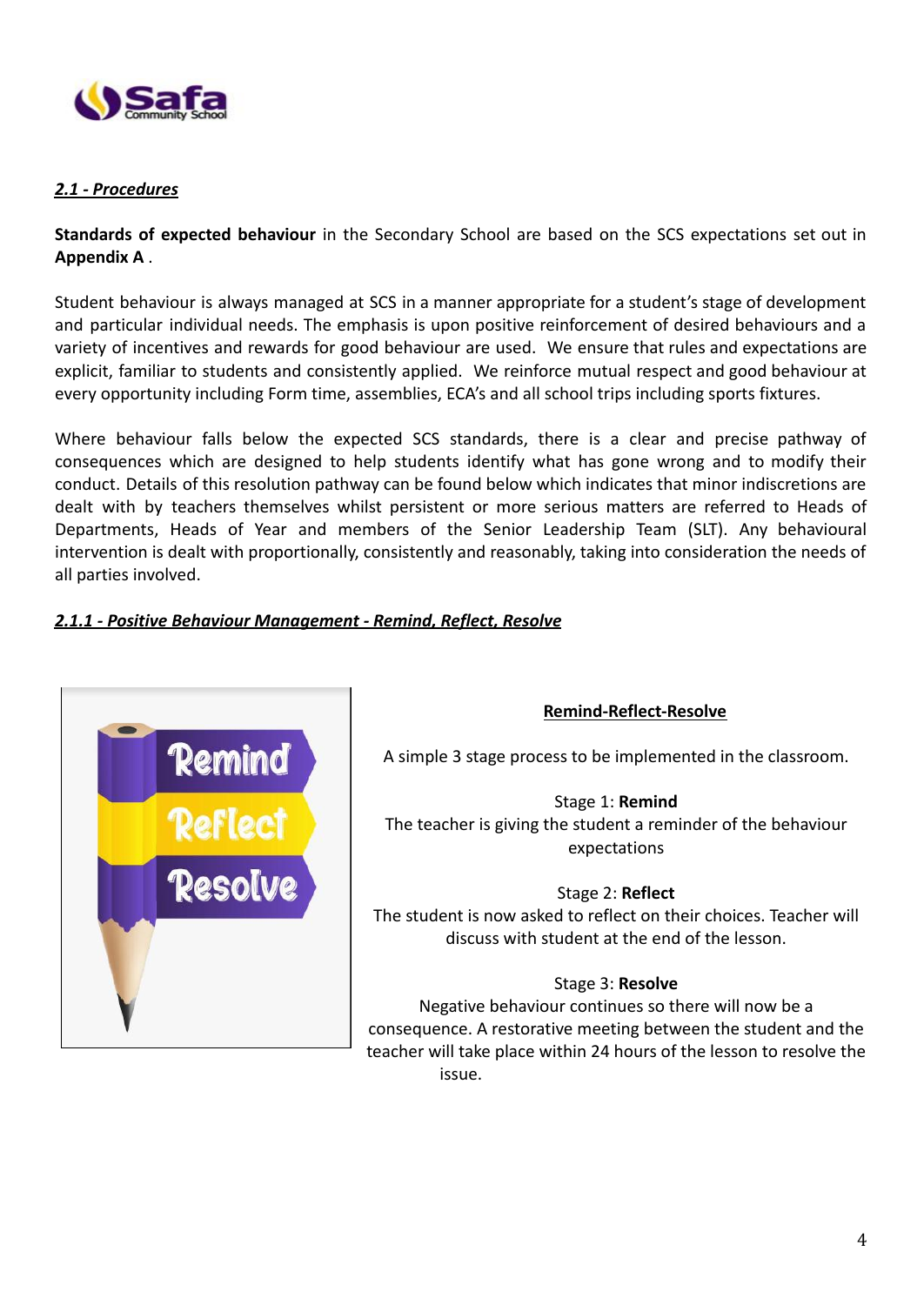## *2.1 - Procedures*

**Standards of expected behaviour** in the Secondary School are based on the SCS expectations set out in **Appendix A** .

Student behaviour is always managed at SCS in a manner appropriate for a student's stage of development and particular individual needs. The emphasis is upon positive reinforcement of desired behaviours and a variety of incentives and rewards for good behaviour are used. We ensure that rules and expectations are explicit, familiar to students and consistently applied. We reinforce mutual respect and good behaviour at every opportunity including Form time, assemblies, ECA's and all school trips including sports fixtures.

Where behaviour falls below the expected SCS standards, there is a clear and precise pathway of consequences which are designed to help students identify what has gone wrong and to modify their conduct. Details of this resolution pathway can be found below which indicates that minor indiscretions are dealt with by teachers themselves whilst persistent or more serious matters are referred to Heads of Departments, Heads of Year and members of the Senior Leadership Team (SLT). Any behavioural intervention is dealt with proportionally, consistently and reasonably, taking into consideration the needs of all parties involved.

### *2.1.1 - Positive Behaviour Management - Remind, Reflect, Resolve*

**Remind-Reflect-Resolve**

A simple 3 stage process to be implemented in the classroom.

Stage 1: **Remind**
The teacher is giving the student a reminder of the behaviour expectations

Stage 2: **Reflect**
The student is now asked to reflect on their choices. Teacher will discuss with student at the end of the lesson.

Stage 3: **Resolve**
Negative behaviour continues so there will now be a consequence. A restorative meeting between the student and the teacher will take place within 24 hours of the lesson to resolve the issue.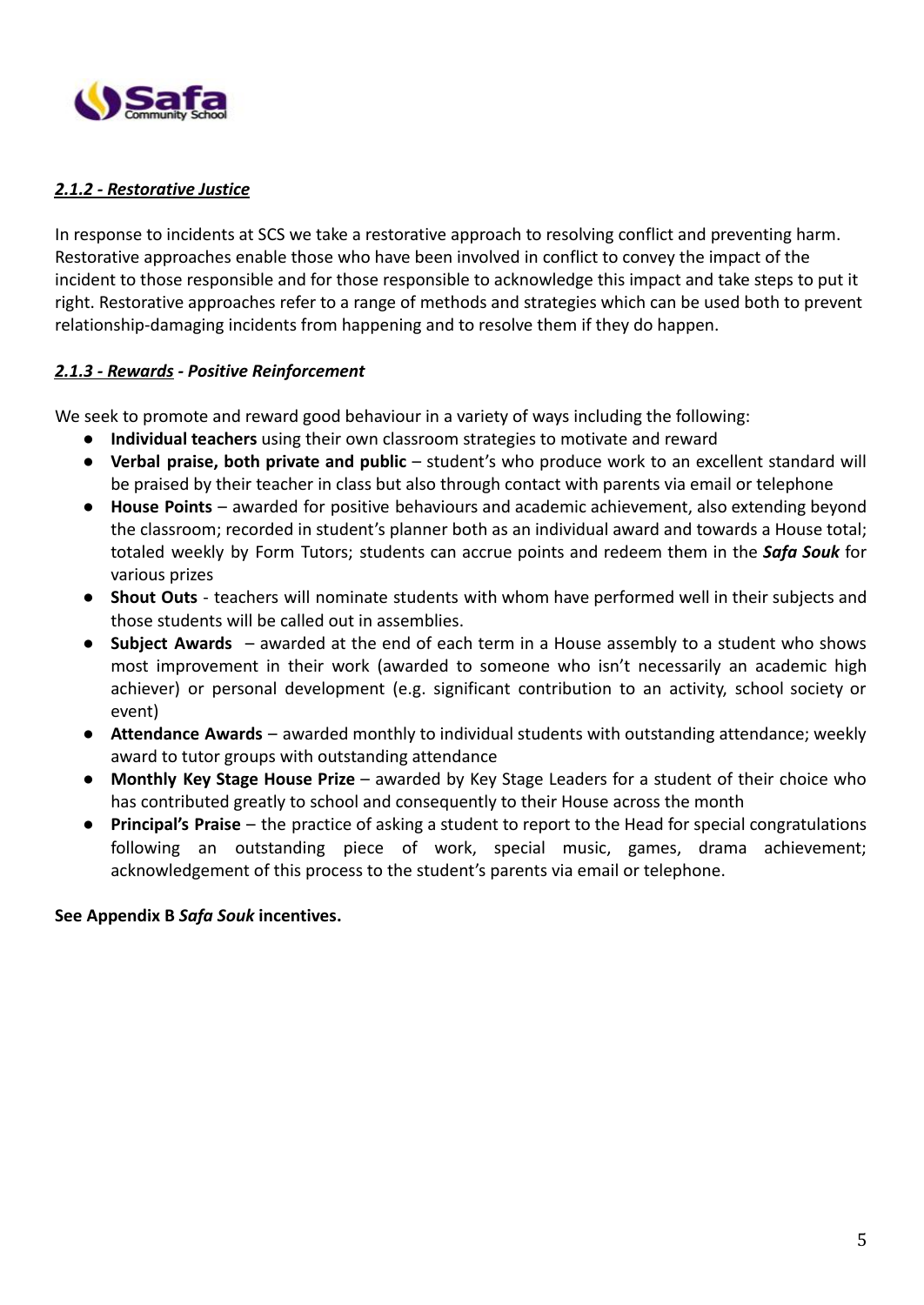#### ***2.1.2 - Restorative Justice***

In response to incidents at SCS we take a restorative approach to resolving conflict and preventing harm. Restorative approaches enable those who have been involved in conflict to convey the impact of the incident to those responsible and for those responsible to acknowledge this impact and take steps to put it right. Restorative approaches refer to a range of methods and strategies which can be used both to prevent relationship-damaging incidents from happening and to resolve them if they do happen.

#### ***2.1.3 - Rewards - Positive Reinforcement***

We seek to promote and reward good behaviour in a variety of ways including the following:

- **Individual teachers** using their own classroom strategies to motivate and reward
- **Verbal praise, both private and public** – student's who produce work to an excellent standard will be praised by their teacher in class but also through contact with parents via email or telephone
- **House Points** – awarded for positive behaviours and academic achievement, also extending beyond the classroom; recorded in student's planner both as an individual award and towards a House total; totaled weekly by Form Tutors; students can accrue points and redeem them in the ***Safa Souk*** for various prizes
- **Shout Outs** - teachers will nominate students with whom have performed well in their subjects and those students will be called out in assemblies.
- **Subject Awards** – awarded at the end of each term in a House assembly to a student who shows most improvement in their work (awarded to someone who isn't necessarily an academic high achiever) or personal development (e.g. significant contribution to an activity, school society or event)
- **Attendance Awards** – awarded monthly to individual students with outstanding attendance; weekly award to tutor groups with outstanding attendance
- **Monthly Key Stage House Prize** – awarded by Key Stage Leaders for a student of their choice who has contributed greatly to school and consequently to their House across the month
- **Principal's Praise** – the practice of asking a student to report to the Head for special congratulations following an outstanding piece of work, special music, games, drama achievement; acknowledgement of this process to the student's parents via email or telephone.

**See Appendix B *Safa Souk* incentives.**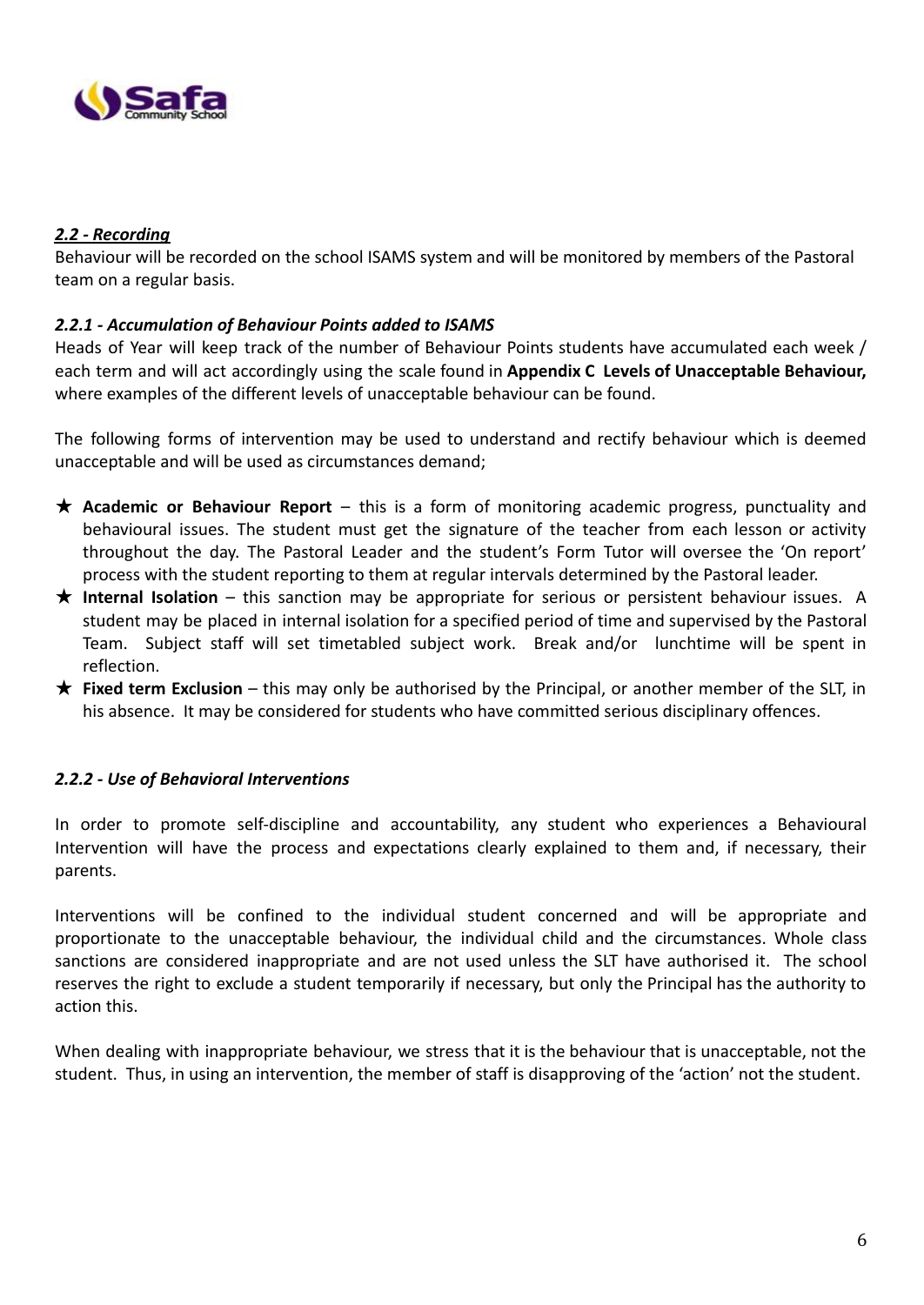***2.2 - Recording***

Behaviour will be recorded on the school ISAMS system and will be monitored by members of the Pastoral team on a regular basis.

***2.2.1 - Accumulation of Behaviour Points added to ISAMS***

Heads of Year will keep track of the number of Behaviour Points students have accumulated each week / each term and will act accordingly using the scale found in **Appendix C Levels of Unacceptable Behaviour,** where examples of the different levels of unacceptable behaviour can be found.

The following forms of intervention may be used to understand and rectify behaviour which is deemed unacceptable and will be used as circumstances demand;

- ★ **Academic or Behaviour Report** – this is a form of monitoring academic progress, punctuality and behavioural issues. The student must get the signature of the teacher from each lesson or activity throughout the day. The Pastoral Leader and the student's Form Tutor will oversee the 'On report' process with the student reporting to them at regular intervals determined by the Pastoral leader.
- ★ **Internal Isolation** – this sanction may be appropriate for serious or persistent behaviour issues. A student may be placed in internal isolation for a specified period of time and supervised by the Pastoral Team. Subject staff will set timetabled subject work. Break and/or lunchtime will be spent in reflection.
- ★ **Fixed term Exclusion** – this may only be authorised by the Principal, or another member of the SLT, in his absence. It may be considered for students who have committed serious disciplinary offences.

***2.2.2 - Use of Behavioral Interventions***

In order to promote self-discipline and accountability, any student who experiences a Behavioural Intervention will have the process and expectations clearly explained to them and, if necessary, their parents.

Interventions will be confined to the individual student concerned and will be appropriate and proportionate to the unacceptable behaviour, the individual child and the circumstances. Whole class sanctions are considered inappropriate and are not used unless the SLT have authorised it. The school reserves the right to exclude a student temporarily if necessary, but only the Principal has the authority to action this.

When dealing with inappropriate behaviour, we stress that it is the behaviour that is unacceptable, not the student. Thus, in using an intervention, the member of staff is disapproving of the 'action' not the student.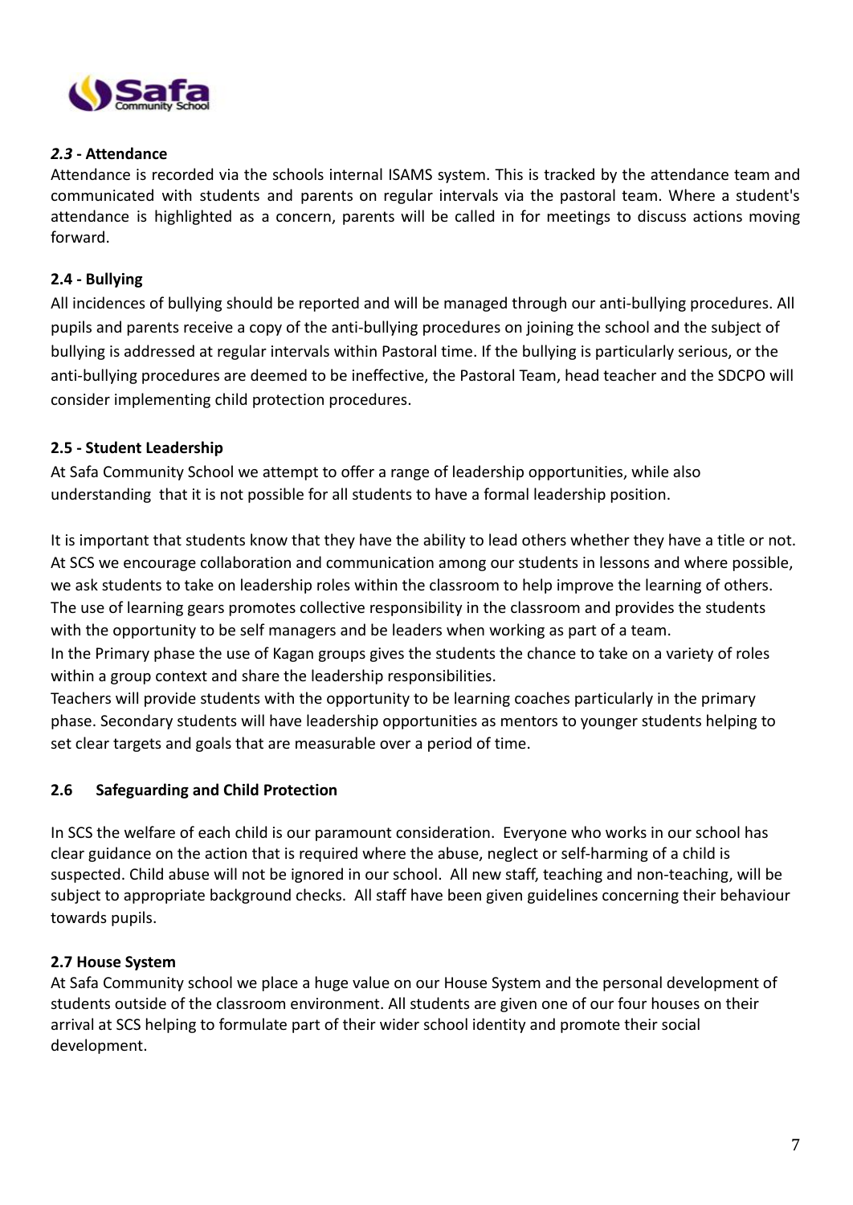### *2.3* - Attendance

Attendance is recorded via the schools internal ISAMS system. This is tracked by the attendance team and communicated with students and parents on regular intervals via the pastoral team. Where a student's attendance is highlighted as a concern, parents will be called in for meetings to discuss actions moving forward.

### 2.4 - Bullying

All incidences of bullying should be reported and will be managed through our anti-bullying procedures. All pupils and parents receive a copy of the anti-bullying procedures on joining the school and the subject of bullying is addressed at regular intervals within Pastoral time. If the bullying is particularly serious, or the anti-bullying procedures are deemed to be ineffective, the Pastoral Team, head teacher and the SDCPO will consider implementing child protection procedures.

### 2.5 - Student Leadership

At Safa Community School we attempt to offer a range of leadership opportunities, while also understanding that it is not possible for all students to have a formal leadership position.

It is important that students know that they have the ability to lead others whether they have a title or not. At SCS we encourage collaboration and communication among our students in lessons and where possible, we ask students to take on leadership roles within the classroom to help improve the learning of others. The use of learning gears promotes collective responsibility in the classroom and provides the students with the opportunity to be self managers and be leaders when working as part of a team.
In the Primary phase the use of Kagan groups gives the students the chance to take on a variety of roles within a group context and share the leadership responsibilities.
Teachers will provide students with the opportunity to be learning coaches particularly in the primary phase. Secondary students will have leadership opportunities as mentors to younger students helping to set clear targets and goals that are measurable over a period of time.

### 2.6 Safeguarding and Child Protection

In SCS the welfare of each child is our paramount consideration. Everyone who works in our school has clear guidance on the action that is required where the abuse, neglect or self-harming of a child is suspected. Child abuse will not be ignored in our school. All new staff, teaching and non-teaching, will be subject to appropriate background checks. All staff have been given guidelines concerning their behaviour towards pupils.

### 2.7 House System

At Safa Community school we place a huge value on our House System and the personal development of students outside of the classroom environment. All students are given one of our four houses on their arrival at SCS helping to formulate part of their wider school identity and promote their social development.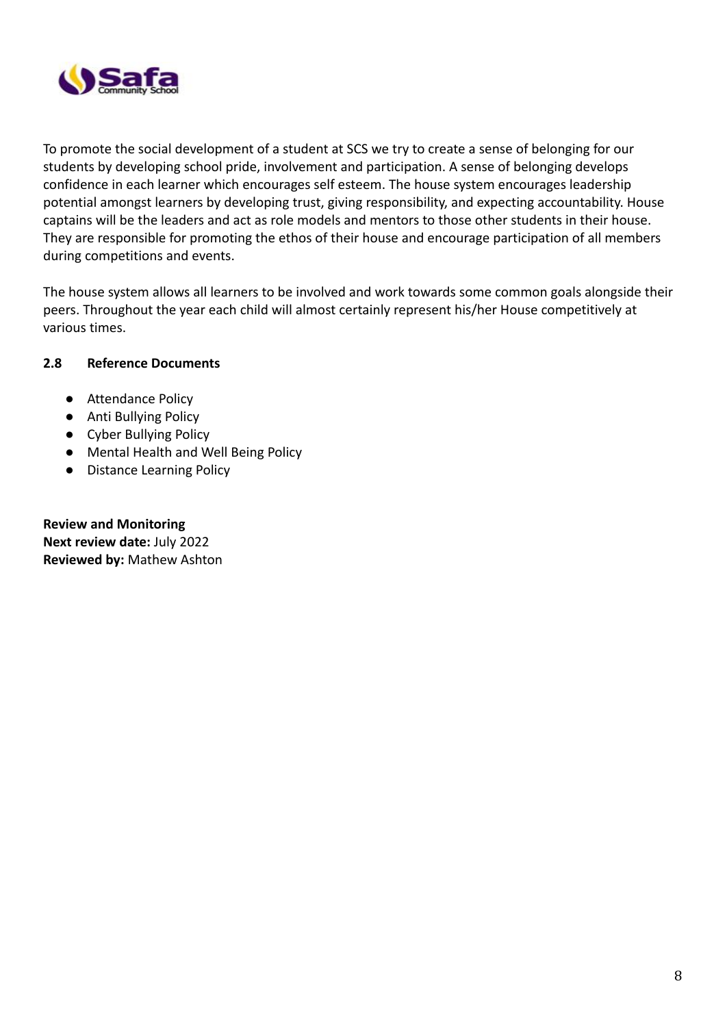To promote the social development of a student at SCS we try to create a sense of belonging for our students by developing school pride, involvement and participation. A sense of belonging develops confidence in each learner which encourages self esteem. The house system encourages leadership potential amongst learners by developing trust, giving responsibility, and expecting accountability. House captains will be the leaders and act as role models and mentors to those other students in their house. They are responsible for promoting the ethos of their house and encourage participation of all members during competitions and events.

The house system allows all learners to be involved and work towards some common goals alongside their peers. Throughout the year each child will almost certainly represent his/her House competitively at various times.

### 2.8 Reference Documents

- Attendance Policy
- Anti Bullying Policy
- Cyber Bullying Policy
- Mental Health and Well Being Policy
- Distance Learning Policy

**Review and Monitoring**
**Next review date:** July 2022
**Reviewed by:** Mathew Ashton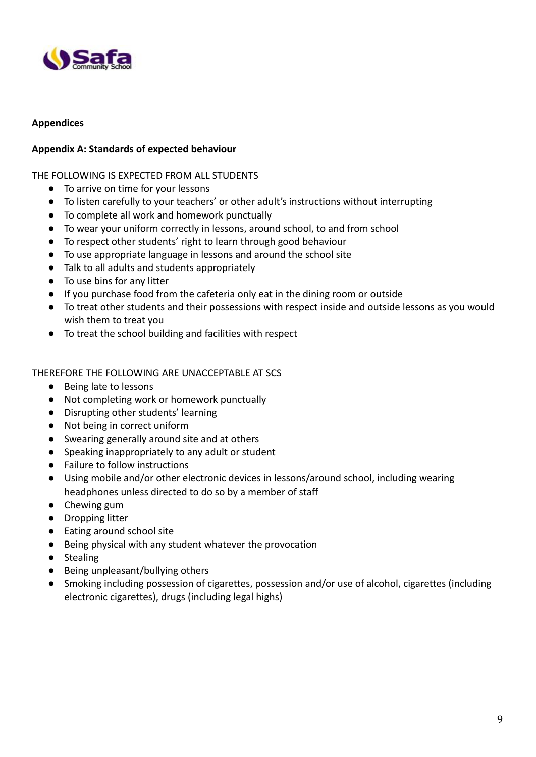**Appendices**

**Appendix A: Standards of expected behaviour**

THE FOLLOWING IS EXPECTED FROM ALL STUDENTS

- To arrive on time for your lessons
- To listen carefully to your teachers' or other adult's instructions without interrupting
- To complete all work and homework punctually
- To wear your uniform correctly in lessons, around school, to and from school
- To respect other students' right to learn through good behaviour
- To use appropriate language in lessons and around the school site
- Talk to all adults and students appropriately
- To use bins for any litter
- If you purchase food from the cafeteria only eat in the dining room or outside
- To treat other students and their possessions with respect inside and outside lessons as you would wish them to treat you
- To treat the school building and facilities with respect

THEREFORE THE FOLLOWING ARE UNACCEPTABLE AT SCS

- Being late to lessons
- Not completing work or homework punctually
- Disrupting other students' learning
- Not being in correct uniform
- Swearing generally around site and at others
- Speaking inappropriately to any adult or student
- Failure to follow instructions
- Using mobile and/or other electronic devices in lessons/around school, including wearing headphones unless directed to do so by a member of staff
- Chewing gum
- Dropping litter
- Eating around school site
- Being physical with any student whatever the provocation
- Stealing
- Being unpleasant/bullying others
- Smoking including possession of cigarettes, possession and/or use of alcohol, cigarettes (including electronic cigarettes), drugs (including legal highs)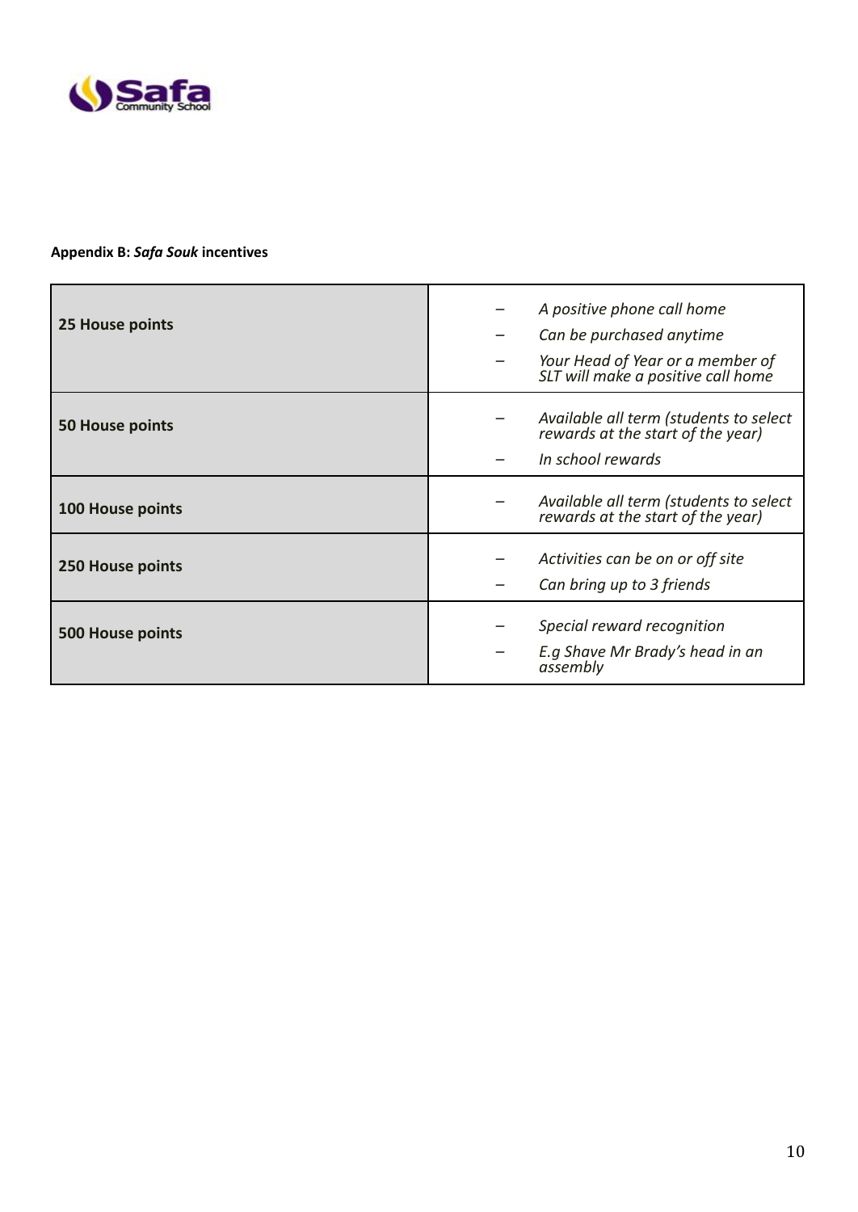**Appendix B: *Safa Souk* incentives**

| | |
|---|---|
| **25 House points** | – *A positive phone call home*<br>– *Can be purchased anytime*<br>– *Your Head of Year or a member of SLT will make a positive call home* |
| **50 House points** | – *Available all term (students to select rewards at the start of the year)*<br>– *In school rewards* |
| **100 House points** | – *Available all term (students to select rewards at the start of the year)* |
| **250 House points** | – *Activities can be on or off site*<br>– *Can bring up to 3 friends* |
| **500 House points** | – *Special reward recognition*<br>– *E.g Shave Mr Brady's head in an assembly* |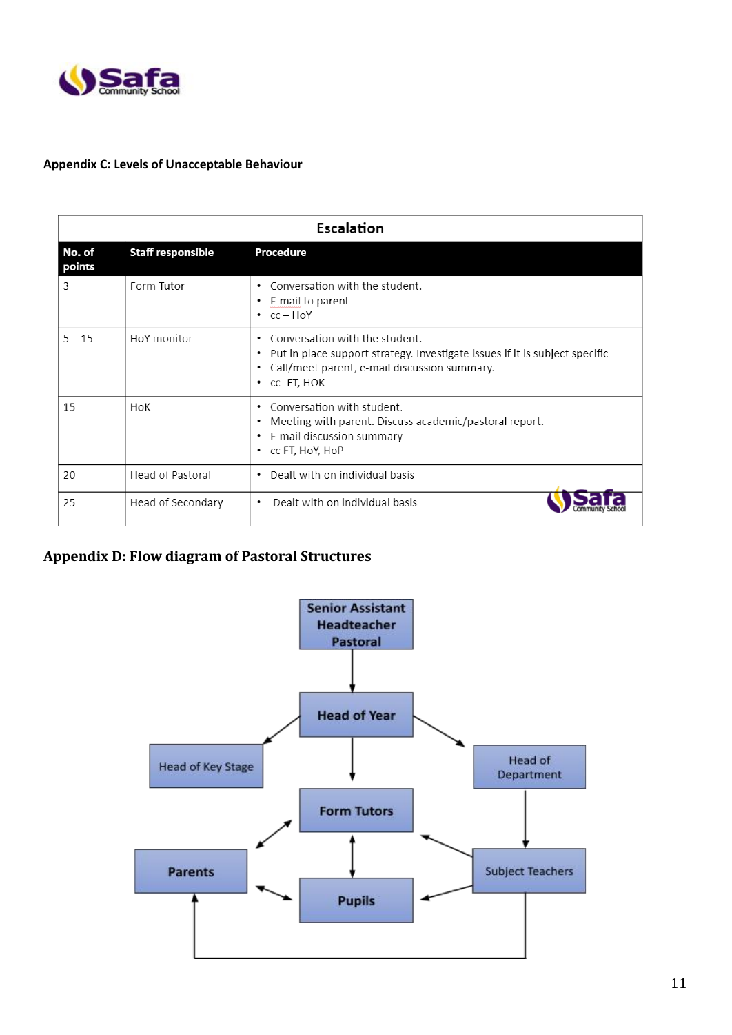**Appendix C: Levels of Unacceptable Behaviour**

| Escalation | | |
|---|---|---|
| **No. of points** | **Staff responsible** | **Procedure** |
| 3 | Form Tutor | • Conversation with the student.<br>• E-mail to parent<br>• cc – HoY |
| 5 – 15 | HoY monitor | • Conversation with the student.<br>• Put in place support strategy. Investigate issues if it is subject specific<br>• Call/meet parent, e-mail discussion summary.<br>• cc- FT, HOK |
| 15 | HoK | • Conversation with student.<br>• Meeting with parent. Discuss academic/pastoral report.<br>• E-mail discussion summary<br>• cc FT, HoY, HoP |
| 20 | Head of Pastoral | • Dealt with on individual basis |
| 25 | Head of Secondary | • Dealt with on individual basis |

## Appendix D: Flow diagram of Pastoral Structures

Senior Assistant Headteacher Pastoral

Head of Year

Head of Key Stage

Head of Department

Form Tutors

Parents

Subject Teachers

Pupils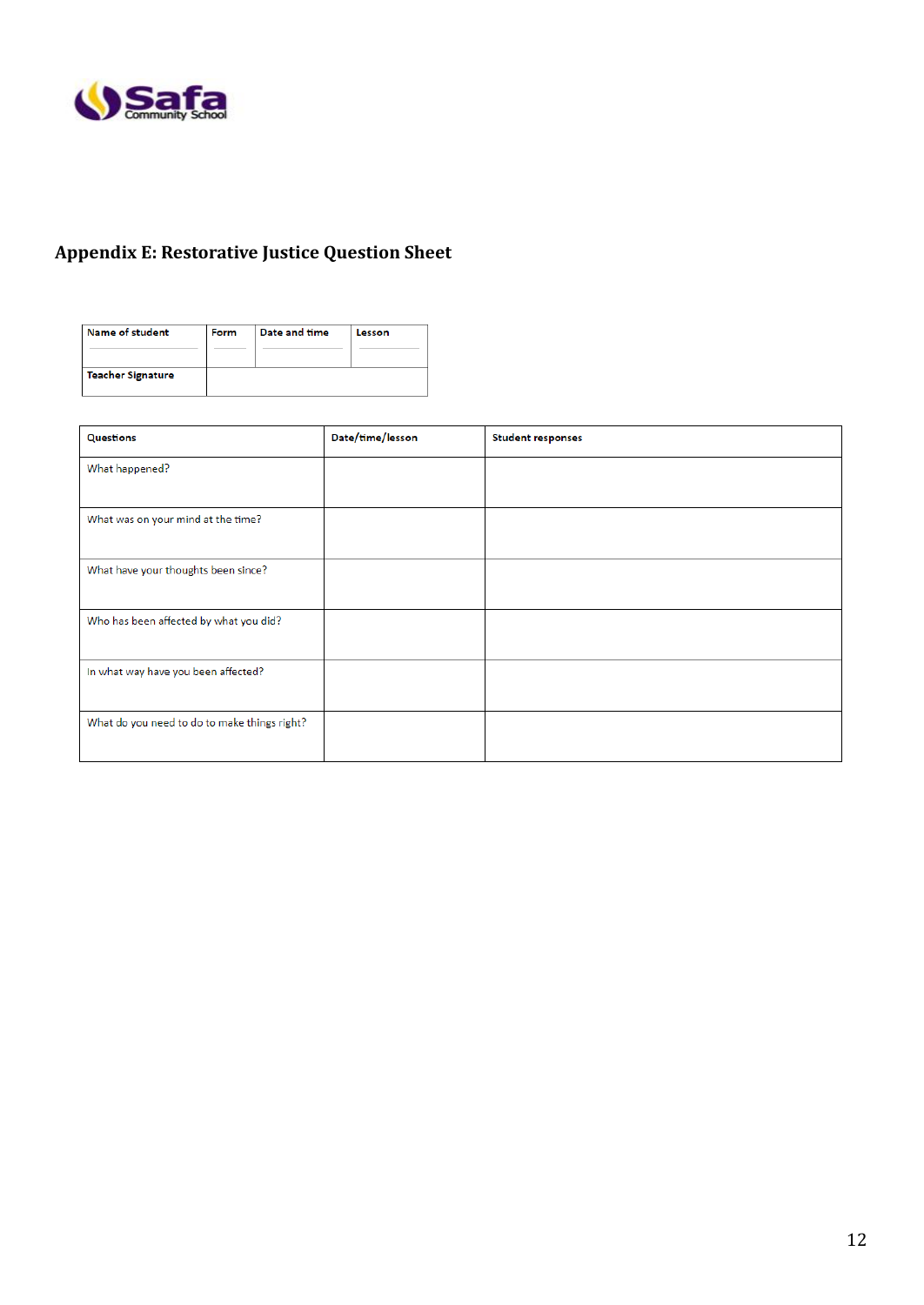## Appendix E: Restorative Justice Question Sheet

| Name of student | Form | Date and time | Lesson |
|---|---|---|---|
| Teacher Signature | | | |

| Questions | Date/time/lesson | Student responses |
|---|---|---|
| What happened? | | |
| What was on your mind at the time? | | |
| What have your thoughts been since? | | |
| Who has been affected by what you did? | | |
| In what way have you been affected? | | |
| What do you need to do to make things right? | | |